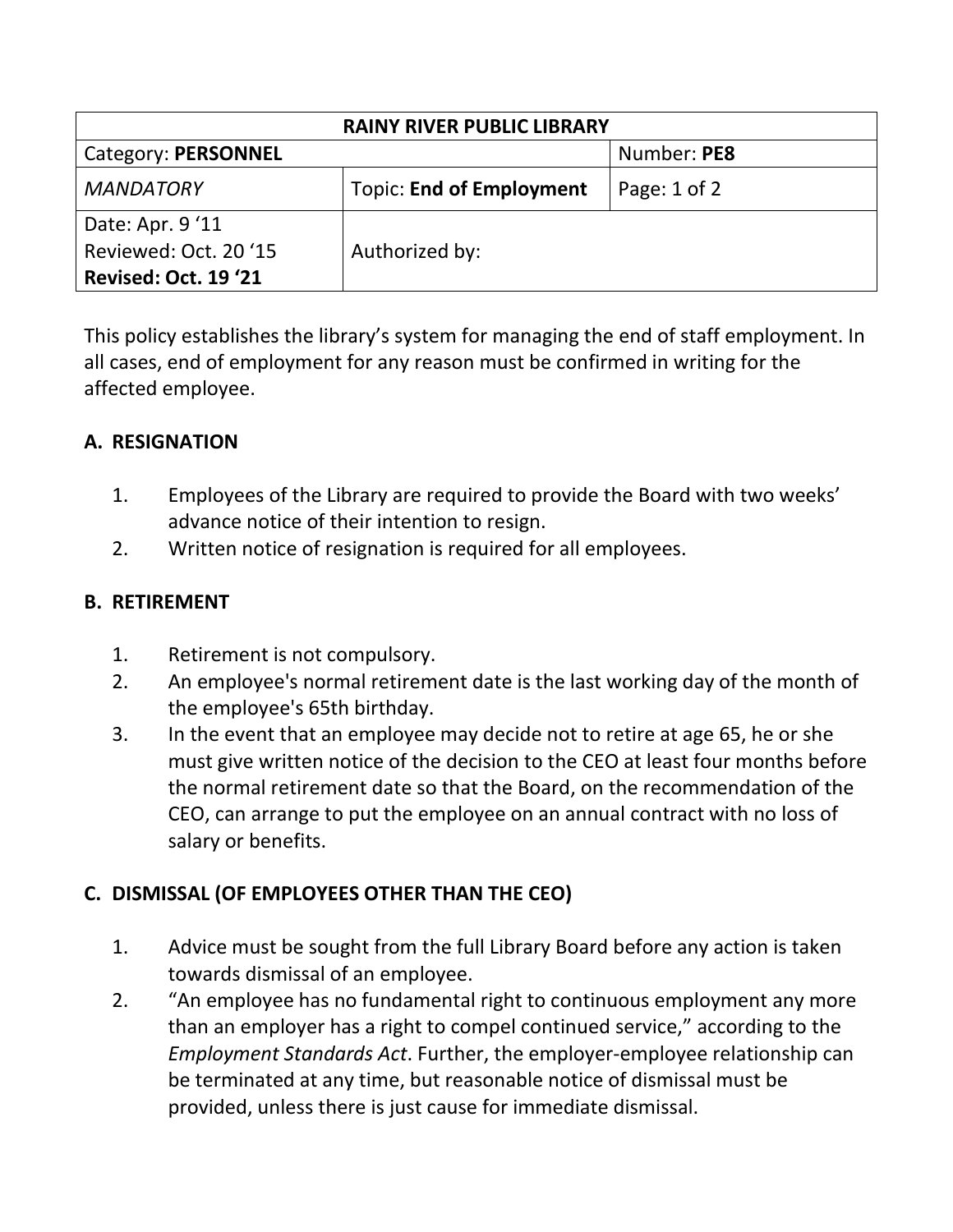| RAINY RIVER PUBLIC LIBRARY | | |
|---|---|---|
| Category: **PERSONNEL** | | Number: **PE8** |
| *MANDATORY* | Topic: **End of Employment** | Page: 1 of 2 |
| Date: Apr. 9 '11<br>Reviewed: Oct. 20 '15<br>**Revised: Oct. 19 '21** | Authorized by: | |

This policy establishes the library's system for managing the end of staff employment. In all cases, end of employment for any reason must be confirmed in writing for the affected employee.

## A. RESIGNATION

1. Employees of the Library are required to provide the Board with two weeks' advance notice of their intention to resign.
2. Written notice of resignation is required for all employees.

## B. RETIREMENT

1. Retirement is not compulsory.
2. An employee's normal retirement date is the last working day of the month of the employee's 65th birthday.
3. In the event that an employee may decide not to retire at age 65, he or she must give written notice of the decision to the CEO at least four months before the normal retirement date so that the Board, on the recommendation of the CEO, can arrange to put the employee on an annual contract with no loss of salary or benefits.

## C. DISMISSAL (OF EMPLOYEES OTHER THAN THE CEO)

1. Advice must be sought from the full Library Board before any action is taken towards dismissal of an employee.
2. "An employee has no fundamental right to continuous employment any more than an employer has a right to compel continued service," according to the *Employment Standards Act*. Further, the employer-employee relationship can be terminated at any time, but reasonable notice of dismissal must be provided, unless there is just cause for immediate dismissal.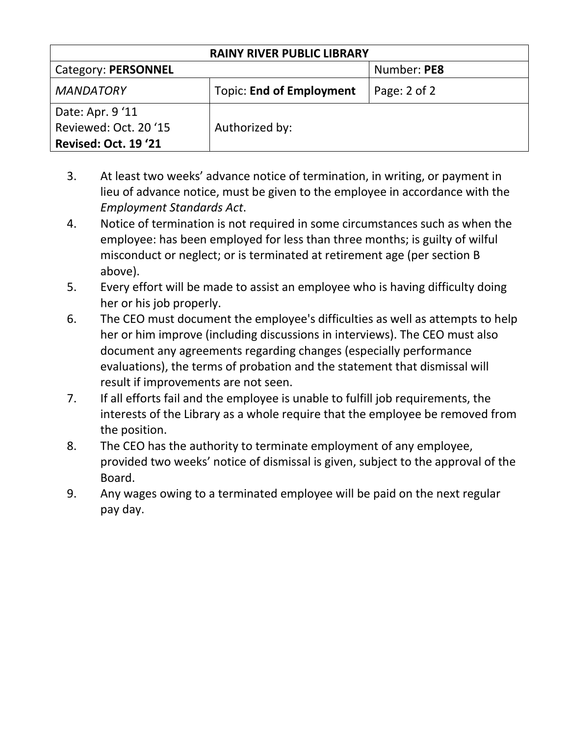| RAINY RIVER PUBLIC LIBRARY | | |
| --- | --- | --- |
| Category: **PERSONNEL** | | Number: **PE8** |
| *MANDATORY* | Topic: **End of Employment** | Page: 2 of 2 |
| Date: Apr. 9 '11<br>Reviewed: Oct. 20 '15<br>**Revised: Oct. 19 '21** | Authorized by: | |

3. At least two weeks' advance notice of termination, in writing, or payment in lieu of advance notice, must be given to the employee in accordance with the *Employment Standards Act*.
4. Notice of termination is not required in some circumstances such as when the employee: has been employed for less than three months; is guilty of wilful misconduct or neglect; or is terminated at retirement age (per section B above).
5. Every effort will be made to assist an employee who is having difficulty doing her or his job properly.
6. The CEO must document the employee's difficulties as well as attempts to help her or him improve (including discussions in interviews). The CEO must also document any agreements regarding changes (especially performance evaluations), the terms of probation and the statement that dismissal will result if improvements are not seen.
7. If all efforts fail and the employee is unable to fulfill job requirements, the interests of the Library as a whole require that the employee be removed from the position.
8. The CEO has the authority to terminate employment of any employee, provided two weeks' notice of dismissal is given, subject to the approval of the Board.
9. Any wages owing to a terminated employee will be paid on the next regular pay day.